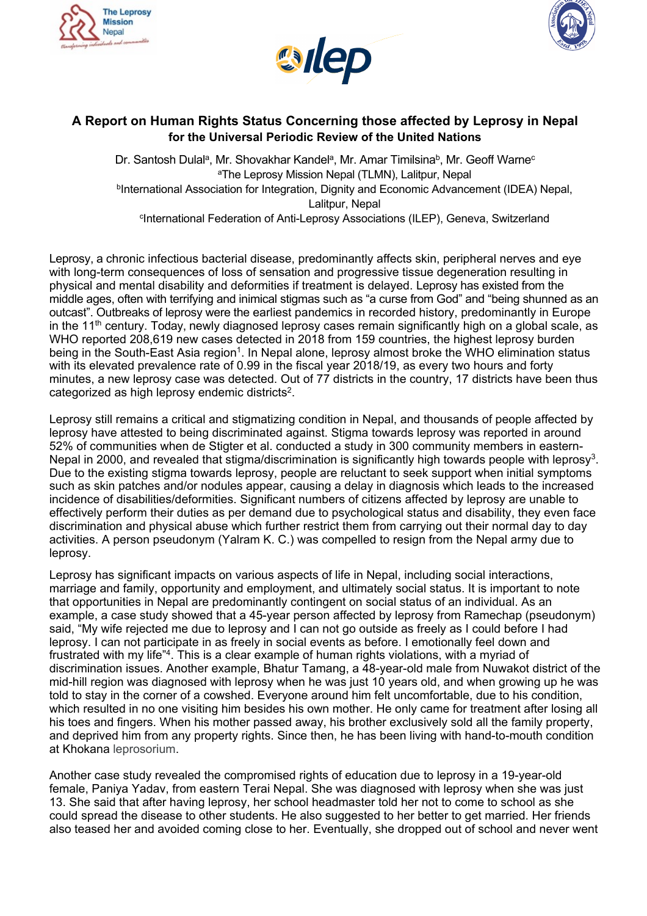# A Report on Human Rights Status Concerning those affected by Leprosy in Nepal for the Universal Periodic Review of the United Nations

Dr. Santosh Dulal[a], Mr. Shovakhar Kandel[a], Mr. Amar Timilsina[b], Mr. Geoff Warne[c]

[a]The Leprosy Mission Nepal (TLMN), Lalitpur, Nepal

[b]International Association for Integration, Dignity and Economic Advancement (IDEA) Nepal, Lalitpur, Nepal

[c]International Federation of Anti-Leprosy Associations (ILEP), Geneva, Switzerland

Leprosy, a chronic infectious bacterial disease, predominantly affects skin, peripheral nerves and eye with long-term consequences of loss of sensation and progressive tissue degeneration resulting in physical and mental disability and deformities if treatment is delayed. Leprosy has existed from the middle ages, often with terrifying and inimical stigmas such as "a curse from God" and "being shunned as an outcast". Outbreaks of leprosy were the earliest pandemics in recorded history, predominantly in Europe in the 11th century. Today, newly diagnosed leprosy cases remain significantly high on a global scale, as WHO reported 208,619 new cases detected in 2018 from 159 countries, the highest leprosy burden being in the South-East Asia region[1]. In Nepal alone, leprosy almost broke the WHO elimination status with its elevated prevalence rate of 0.99 in the fiscal year 2018/19, as every two hours and forty minutes, a new leprosy case was detected. Out of 77 districts in the country, 17 districts have been thus categorized as high leprosy endemic districts[2].

Leprosy still remains a critical and stigmatizing condition in Nepal, and thousands of people affected by leprosy have attested to being discriminated against. Stigma towards leprosy was reported in around 52% of communities when de Stigter et al. conducted a study in 300 community members in eastern-Nepal in 2000, and revealed that stigma/discrimination is significantly high towards people with leprosy[3]. Due to the existing stigma towards leprosy, people are reluctant to seek support when initial symptoms such as skin patches and/or nodules appear, causing a delay in diagnosis which leads to the increased incidence of disabilities/deformities. Significant numbers of citizens affected by leprosy are unable to effectively perform their duties as per demand due to psychological status and disability, they even face discrimination and physical abuse which further restrict them from carrying out their normal day to day activities. A person pseudonym (Yalram K. C.) was compelled to resign from the Nepal army due to leprosy.

Leprosy has significant impacts on various aspects of life in Nepal, including social interactions, marriage and family, opportunity and employment, and ultimately social status. It is important to note that opportunities in Nepal are predominantly contingent on social status of an individual. As an example, a case study showed that a 45-year person affected by leprosy from Ramechap (pseudonym) said, "My wife rejected me due to leprosy and I can not go outside as freely as I could before I had leprosy. I can not participate in as freely in social events as before. I emotionally feel down and frustrated with my life"[4]. This is a clear example of human rights violations, with a myriad of discrimination issues. Another example, Bhatur Tamang, a 48-year-old male from Nuwakot district of the mid-hill region was diagnosed with leprosy when he was just 10 years old, and when growing up he was told to stay in the corner of a cowshed. Everyone around him felt uncomfortable, due to his condition, which resulted in no one visiting him besides his own mother. He only came for treatment after losing all his toes and fingers. When his mother passed away, his brother exclusively sold all the family property, and deprived him from any property rights. Since then, he has been living with hand-to-mouth condition at Khokana leprosorium.

Another case study revealed the compromised rights of education due to leprosy in a 19-year-old female, Paniya Yadav, from eastern Terai Nepal. She was diagnosed with leprosy when she was just 13. She said that after having leprosy, her school headmaster told her not to come to school as she could spread the disease to other students. He also suggested to her better to get married. Her friends also teased her and avoided coming close to her. Eventually, she dropped out of school and never went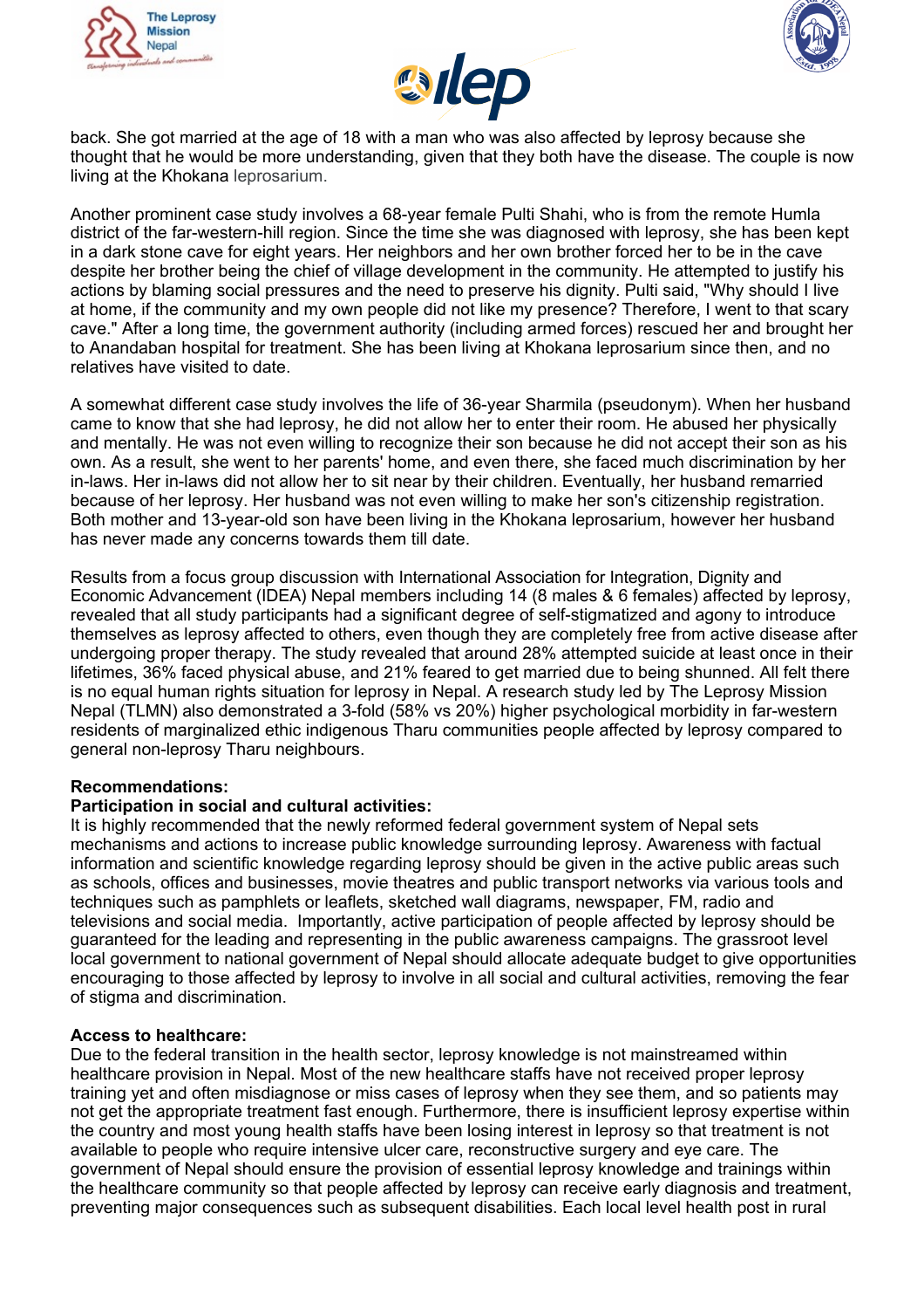back. She got married at the age of 18 with a man who was also affected by leprosy because she thought that he would be more understanding, given that they both have the disease. The couple is now living at the Khokana leprosarium.

Another prominent case study involves a 68-year female Pulti Shahi, who is from the remote Humla district of the far-western-hill region. Since the time she was diagnosed with leprosy, she has been kept in a dark stone cave for eight years. Her neighbors and her own brother forced her to be in the cave despite her brother being the chief of village development in the community. He attempted to justify his actions by blaming social pressures and the need to preserve his dignity. Pulti said, "Why should I live at home, if the community and my own people did not like my presence? Therefore, I went to that scary cave." After a long time, the government authority (including armed forces) rescued her and brought her to Anandaban hospital for treatment. She has been living at Khokana leprosarium since then, and no relatives have visited to date.

A somewhat different case study involves the life of 36-year Sharmila (pseudonym). When her husband came to know that she had leprosy, he did not allow her to enter their room. He abused her physically and mentally. He was not even willing to recognize their son because he did not accept their son as his own. As a result, she went to her parents' home, and even there, she faced much discrimination by her in-laws. Her in-laws did not allow her to sit near by their children. Eventually, her husband remarried because of her leprosy. Her husband was not even willing to make her son's citizenship registration. Both mother and 13-year-old son have been living in the Khokana leprosarium, however her husband has never made any concerns towards them till date.

Results from a focus group discussion with International Association for Integration, Dignity and Economic Advancement (IDEA) Nepal members including 14 (8 males & 6 females) affected by leprosy, revealed that all study participants had a significant degree of self-stigmatized and agony to introduce themselves as leprosy affected to others, even though they are completely free from active disease after undergoing proper therapy. The study revealed that around 28% attempted suicide at least once in their lifetimes, 36% faced physical abuse, and 21% feared to get married due to being shunned. All felt there is no equal human rights situation for leprosy in Nepal. A research study led by The Leprosy Mission Nepal (TLMN) also demonstrated a 3-fold (58% vs 20%) higher psychological morbidity in far-western residents of marginalized ethic indigenous Tharu communities people affected by leprosy compared to general non-leprosy Tharu neighbours.

**Recommendations:**

**Participation in social and cultural activities:**

It is highly recommended that the newly reformed federal government system of Nepal sets mechanisms and actions to increase public knowledge surrounding leprosy. Awareness with factual information and scientific knowledge regarding leprosy should be given in the active public areas such as schools, offices and businesses, movie theatres and public transport networks via various tools and techniques such as pamphlets or leaflets, sketched wall diagrams, newspaper, FM, radio and televisions and social media. Importantly, active participation of people affected by leprosy should be guaranteed for the leading and representing in the public awareness campaigns. The grassroot level local government to national government of Nepal should allocate adequate budget to give opportunities encouraging to those affected by leprosy to involve in all social and cultural activities, removing the fear of stigma and discrimination.

**Access to healthcare:**

Due to the federal transition in the health sector, leprosy knowledge is not mainstreamed within healthcare provision in Nepal. Most of the new healthcare staffs have not received proper leprosy training yet and often misdiagnose or miss cases of leprosy when they see them, and so patients may not get the appropriate treatment fast enough. Furthermore, there is insufficient leprosy expertise within the country and most young health staffs have been losing interest in leprosy so that treatment is not available to people who require intensive ulcer care, reconstructive surgery and eye care. The government of Nepal should ensure the provision of essential leprosy knowledge and trainings within the healthcare community so that people affected by leprosy can receive early diagnosis and treatment, preventing major consequences such as subsequent disabilities. Each local level health post in rural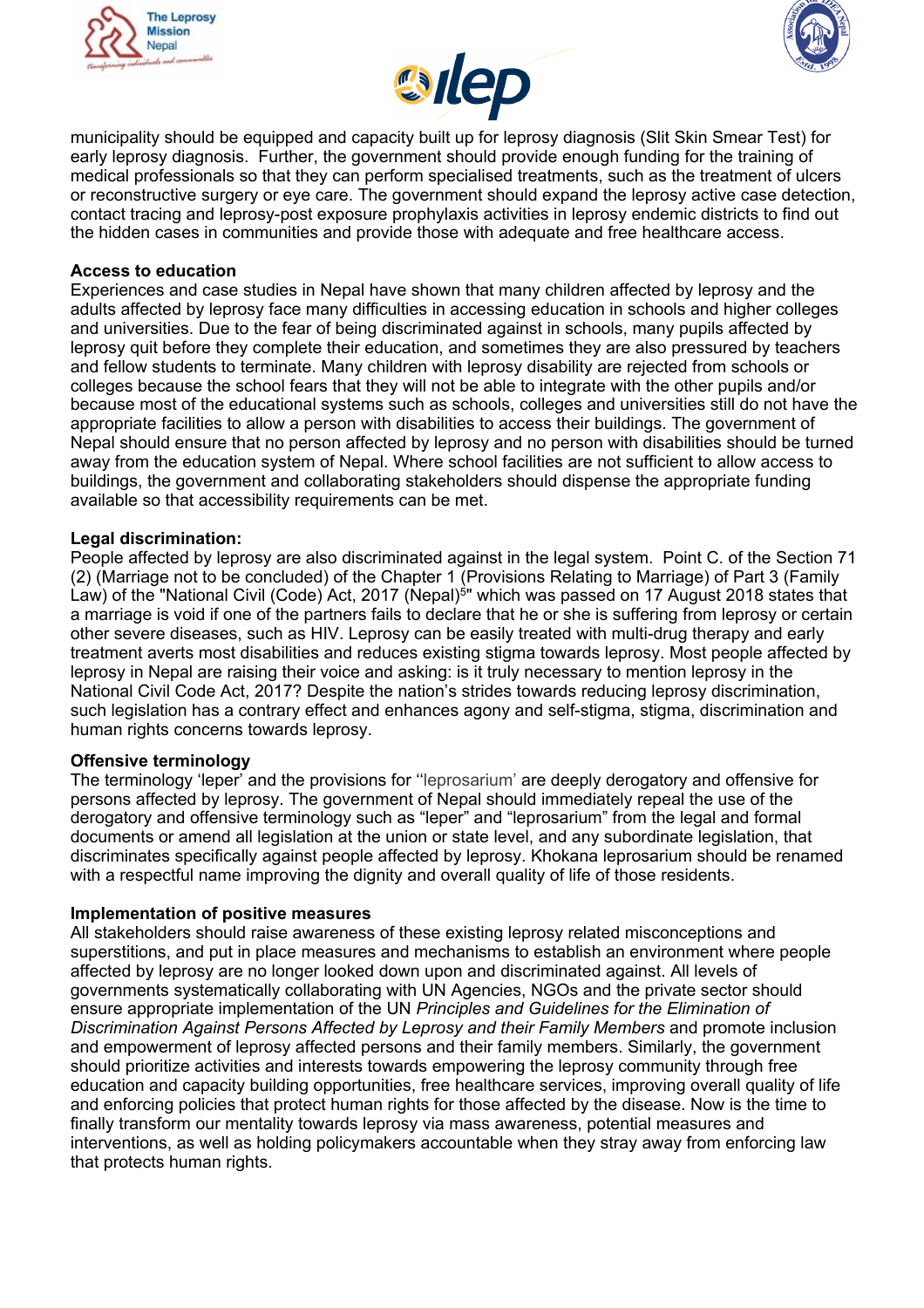municipality should be equipped and capacity built up for leprosy diagnosis (Slit Skin Smear Test) for early leprosy diagnosis. Further, the government should provide enough funding for the training of medical professionals so that they can perform specialised treatments, such as the treatment of ulcers or reconstructive surgery or eye care. The government should expand the leprosy active case detection, contact tracing and leprosy-post exposure prophylaxis activities in leprosy endemic districts to find out the hidden cases in communities and provide those with adequate and free healthcare access.

**Access to education**

Experiences and case studies in Nepal have shown that many children affected by leprosy and the adults affected by leprosy face many difficulties in accessing education in schools and higher colleges and universities. Due to the fear of being discriminated against in schools, many pupils affected by leprosy quit before they complete their education, and sometimes they are also pressured by teachers and fellow students to terminate. Many children with leprosy disability are rejected from schools or colleges because the school fears that they will not be able to integrate with the other pupils and/or because most of the educational systems such as schools, colleges and universities still do not have the appropriate facilities to allow a person with disabilities to access their buildings. The government of Nepal should ensure that no person affected by leprosy and no person with disabilities should be turned away from the education system of Nepal. Where school facilities are not sufficient to allow access to buildings, the government and collaborating stakeholders should dispense the appropriate funding available so that accessibility requirements can be met.

**Legal discrimination:**

People affected by leprosy are also discriminated against in the legal system. Point C. of the Section 71 (2) (Marriage not to be concluded) of the Chapter 1 (Provisions Relating to Marriage) of Part 3 (Family Law) of the "National Civil (Code) Act, 2017 (Nepal)[5]" which was passed on 17 August 2018 states that a marriage is void if one of the partners fails to declare that he or she is suffering from leprosy or certain other severe diseases, such as HIV. Leprosy can be easily treated with multi-drug therapy and early treatment averts most disabilities and reduces existing stigma towards leprosy. Most people affected by leprosy in Nepal are raising their voice and asking: is it truly necessary to mention leprosy in the National Civil Code Act, 2017? Despite the nation's strides towards reducing leprosy discrimination, such legislation has a contrary effect and enhances agony and self-stigma, stigma, discrimination and human rights concerns towards leprosy.

**Offensive terminology**

The terminology 'leper' and the provisions for ''leprosarium' are deeply derogatory and offensive for persons affected by leprosy. The government of Nepal should immediately repeal the use of the derogatory and offensive terminology such as "leper" and "leprosarium" from the legal and formal documents or amend all legislation at the union or state level, and any subordinate legislation, that discriminates specifically against people affected by leprosy. Khokana leprosarium should be renamed with a respectful name improving the dignity and overall quality of life of those residents.

**Implementation of positive measures**

All stakeholders should raise awareness of these existing leprosy related misconceptions and superstitions, and put in place measures and mechanisms to establish an environment where people affected by leprosy are no longer looked down upon and discriminated against. All levels of governments systematically collaborating with UN Agencies, NGOs and the private sector should ensure appropriate implementation of the UN *Principles and Guidelines for the Elimination of Discrimination Against Persons Affected by Leprosy and their Family Members* and promote inclusion and empowerment of leprosy affected persons and their family members. Similarly, the government should prioritize activities and interests towards empowering the leprosy community through free education and capacity building opportunities, free healthcare services, improving overall quality of life and enforcing policies that protect human rights for those affected by the disease. Now is the time to finally transform our mentality towards leprosy via mass awareness, potential measures and interventions, as well as holding policymakers accountable when they stray away from enforcing law that protects human rights.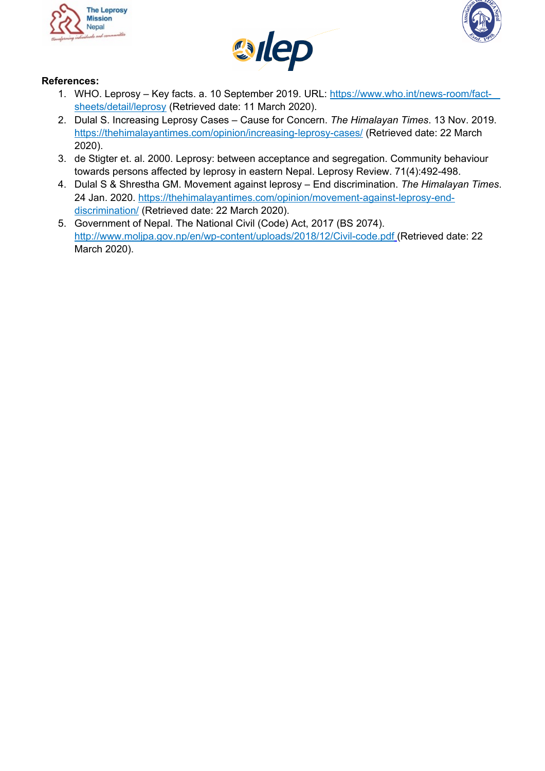**References:**

1. WHO. Leprosy – Key facts. a. 10 September 2019. URL: https://www.who.int/news-room/fact-sheets/detail/leprosy (Retrieved date: 11 March 2020).
2. Dulal S. Increasing Leprosy Cases – Cause for Concern. *The Himalayan Times*. 13 Nov. 2019. https://thehimalayantimes.com/opinion/increasing-leprosy-cases/ (Retrieved date: 22 March 2020).
3. de Stigter et. al. 2000. Leprosy: between acceptance and segregation. Community behaviour towards persons affected by leprosy in eastern Nepal. Leprosy Review. 71(4):492-498.
4. Dulal S & Shrestha GM. Movement against leprosy – End discrimination. *The Himalayan Times*. 24 Jan. 2020. https://thehimalayantimes.com/opinion/movement-against-leprosy-end-discrimination/ (Retrieved date: 22 March 2020).
5. Government of Nepal. The National Civil (Code) Act, 2017 (BS 2074). http://www.moljpa.gov.np/en/wp-content/uploads/2018/12/Civil-code.pdf (Retrieved date: 22 March 2020).